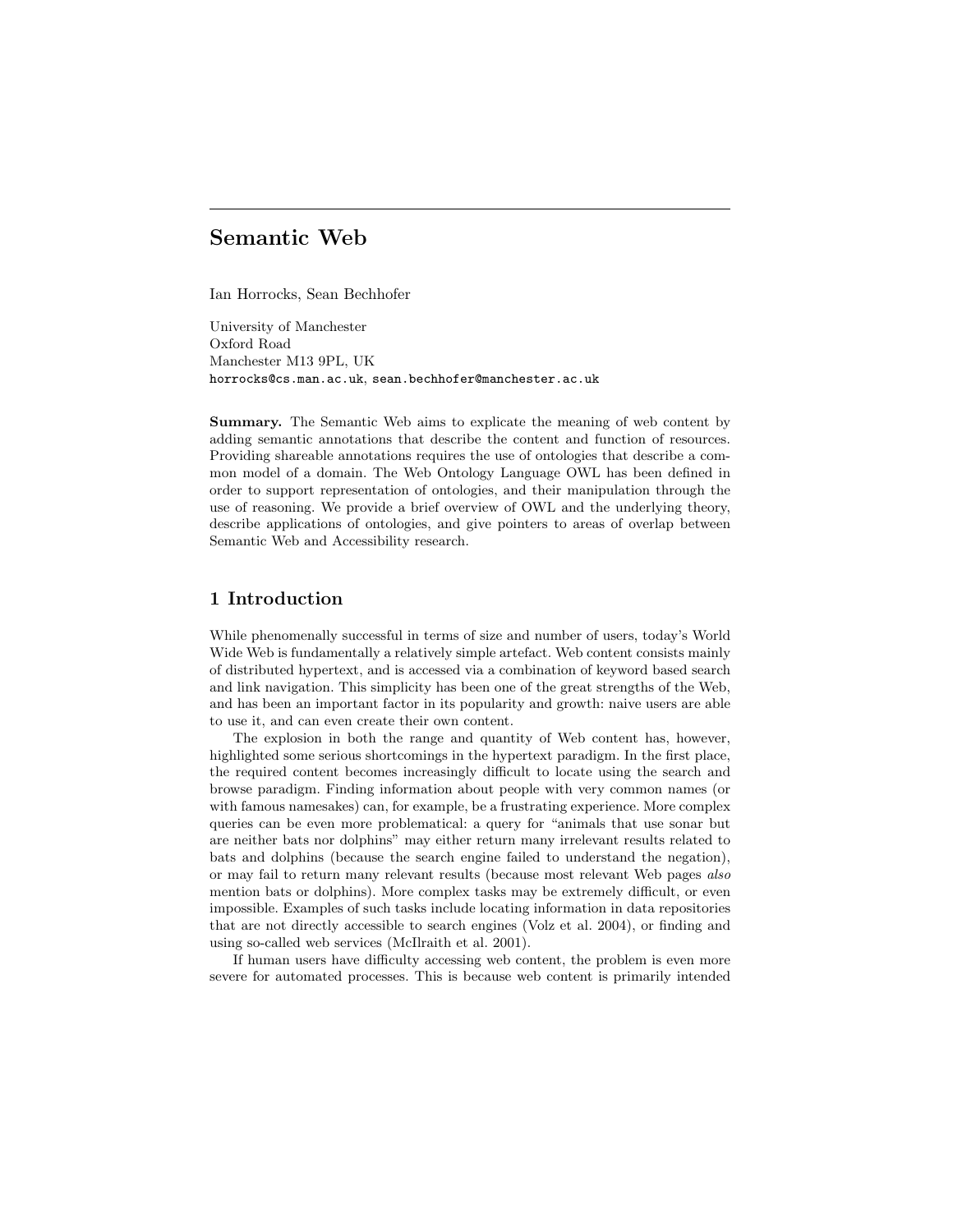# Semantic Web

Ian Horrocks, Sean Bechhofer

University of Manchester
Oxford Road
Manchester M13 9PL, UK
horrocks@cs.man.ac.uk, sean.bechhofer@manchester.ac.uk

**Summary.** The Semantic Web aims to explicate the meaning of web content by adding semantic annotations that describe the content and function of resources. Providing shareable annotations requires the use of ontologies that describe a common model of a domain. The Web Ontology Language OWL has been defined in order to support representation of ontologies, and their manipulation through the use of reasoning. We provide a brief overview of OWL and the underlying theory, describe applications of ontologies, and give pointers to areas of overlap between Semantic Web and Accessibility research.

## 1 Introduction

While phenomenally successful in terms of size and number of users, today's World Wide Web is fundamentally a relatively simple artefact. Web content consists mainly of distributed hypertext, and is accessed via a combination of keyword based search and link navigation. This simplicity has been one of the great strengths of the Web, and has been an important factor in its popularity and growth: naive users are able to use it, and can even create their own content.

The explosion in both the range and quantity of Web content has, however, highlighted some serious shortcomings in the hypertext paradigm. In the first place, the required content becomes increasingly difficult to locate using the search and browse paradigm. Finding information about people with very common names (or with famous namesakes) can, for example, be a frustrating experience. More complex queries can be even more problematical: a query for "animals that use sonar but are neither bats nor dolphins" may either return many irrelevant results related to bats and dolphins (because the search engine failed to understand the negation), or may fail to return many relevant results (because most relevant Web pages *also* mention bats or dolphins). More complex tasks may be extremely difficult, or even impossible. Examples of such tasks include locating information in data repositories that are not directly accessible to search engines (Volz et al. 2004), or finding and using so-called web services (McIlraith et al. 2001).

If human users have difficulty accessing web content, the problem is even more severe for automated processes. This is because web content is primarily intended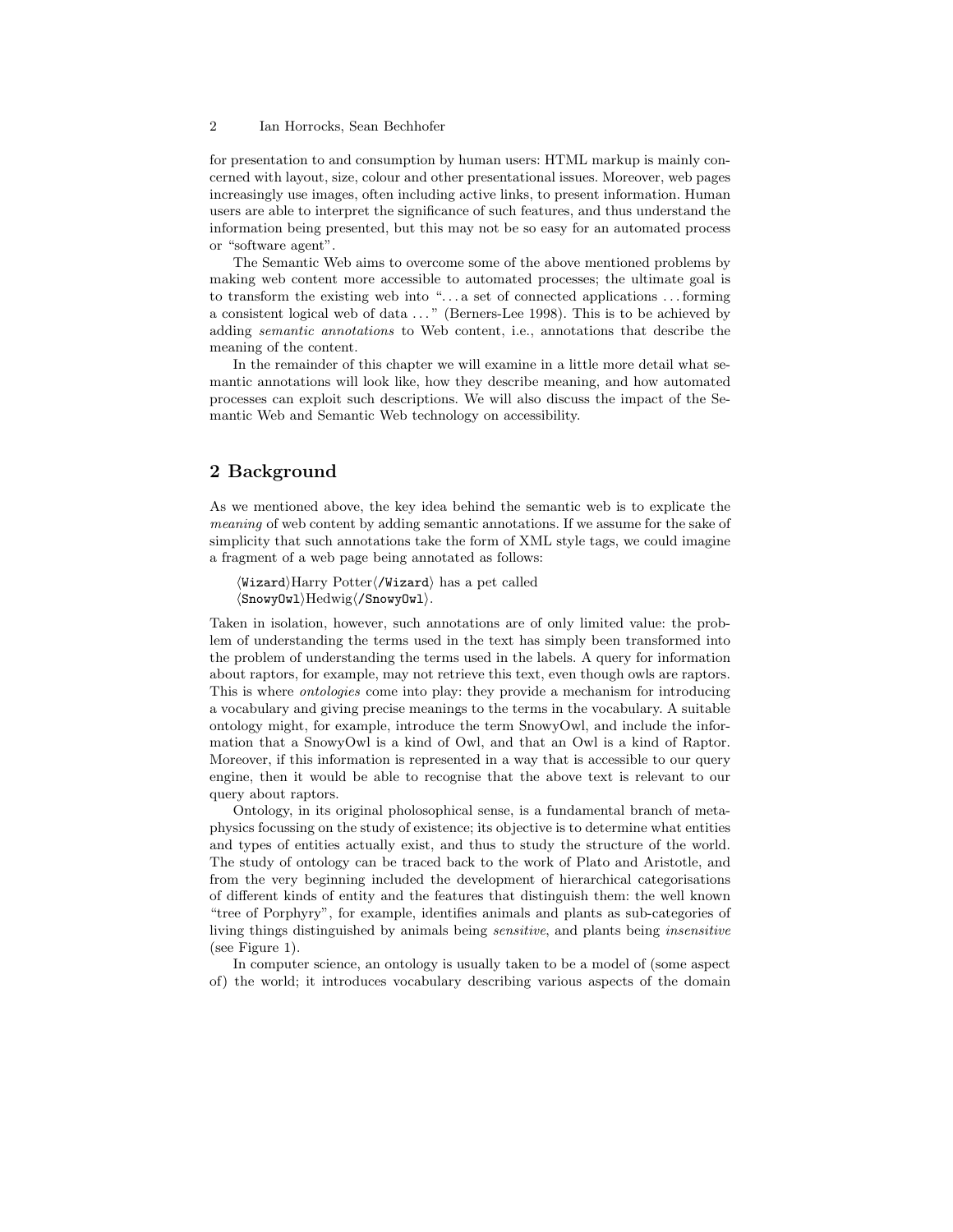for presentation to and consumption by human users: HTML markup is mainly concerned with layout, size, colour and other presentational issues. Moreover, web pages increasingly use images, often including active links, to present information. Human users are able to interpret the significance of such features, and thus understand the information being presented, but this may not be so easy for an automated process or "software agent".

The Semantic Web aims to overcome some of the above mentioned problems by making web content more accessible to automated processes; the ultimate goal is to transform the existing web into "...a set of connected applications ...forming a consistent logical web of data ..." (Berners-Lee 1998). This is to be achieved by adding *semantic annotations* to Web content, i.e., annotations that describe the meaning of the content.

In the remainder of this chapter we will examine in a little more detail what semantic annotations will look like, how they describe meaning, and how automated processes can exploit such descriptions. We will also discuss the impact of the Semantic Web and Semantic Web technology on accessibility.

## 2 Background

As we mentioned above, the key idea behind the semantic web is to explicate the *meaning* of web content by adding semantic annotations. If we assume for the sake of simplicity that such annotations take the form of XML style tags, we could imagine a fragment of a web page being annotated as follows:

⟨`Wizard`⟩Harry Potter⟨`/Wizard`⟩ has a pet called
⟨`SnowyOwl`⟩Hedwig⟨`/SnowyOwl`⟩.

Taken in isolation, however, such annotations are of only limited value: the problem of understanding the terms used in the text has simply been transformed into the problem of understanding the terms used in the labels. A query for information about raptors, for example, may not retrieve this text, even though owls are raptors. This is where *ontologies* come into play: they provide a mechanism for introducing a vocabulary and giving precise meanings to the terms in the vocabulary. A suitable ontology might, for example, introduce the term SnowyOwl, and include the information that a SnowyOwl is a kind of Owl, and that an Owl is a kind of Raptor. Moreover, if this information is represented in a way that is accessible to our query engine, then it would be able to recognise that the above text is relevant to our query about raptors.

Ontology, in its original philosophical sense, is a fundamental branch of metaphysics focussing on the study of existence; its objective is to determine what entities and types of entities actually exist, and thus to study the structure of the world. The study of ontology can be traced back to the work of Plato and Aristotle, and from the very beginning included the development of hierarchical categorisations of different kinds of entity and the features that distinguish them: the well known "tree of Porphyry", for example, identifies animals and plants as sub-categories of living things distinguished by animals being *sensitive*, and plants being *insensitive* (see Figure 1).

In computer science, an ontology is usually taken to be a model of (some aspect of) the world; it introduces vocabulary describing various aspects of the domain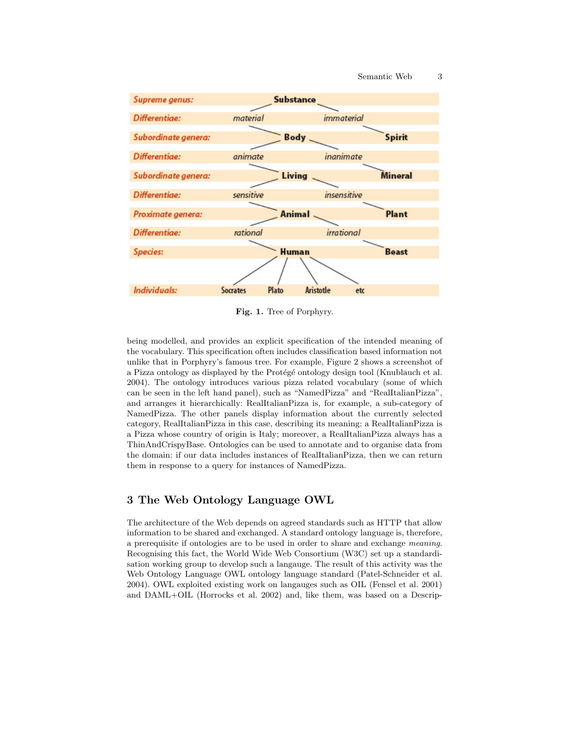| | | |
|---|---|---|
| *Supreme genus:* | **Substance** | |
| *Differentiae:* | *material* | *immaterial* |
| *Subordinate genera:* | **Body** | **Spirit** |
| *Differentiae:* | *animate* | *inanimate* |
| *Subordinate genera:* | **Living** | **Mineral** |
| *Differentiae:* | *sensitive* | *insensitive* |
| *Proximate genera:* | **Animal** | **Plant** |
| *Differentiae:* | *rational* | *irrational* |
| *Species:* | **Human** | **Beast** |
| *Individuals:* | Socrates, Plato, Aristotle, etc | |

**Fig. 1.** Tree of Porphyry.

being modelled, and provides an explicit specification of the intended meaning of the vocabulary. This specification often includes classification based information not unlike that in Porphyry's famous tree. For example, Figure 2 shows a screenshot of a Pizza ontology as displayed by the Protégé ontology design tool (Knublauch et al. 2004). The ontology introduces various pizza related vocabulary (some of which can be seen in the left hand panel), such as "NamedPizza" and "RealItalianPizza", and arranges it hierarchically: RealItalianPizza is, for example, a sub-category of NamedPizza. The other panels display information about the currently selected category, RealItalianPizza in this case, describing its meaning: a RealItalianPizza is a Pizza whose country of origin is Italy; moreover, a RealItalianPizza always has a ThinAndCrispyBase. Ontologies can be used to annotate and to organise data from the domain: if our data includes instances of RealItalianPizza, then we can return them in response to a query for instances of NamedPizza.

## 3 The Web Ontology Language OWL

The architecture of the Web depends on agreed standards such as HTTP that allow information to be shared and exchanged. A standard ontology language is, therefore, a prerequisite if ontologies are to be used in order to share and exchange *meaning*. Recognising this fact, the World Wide Web Consortium (W3C) set up a standardisation working group to develop such a langauge. The result of this activity was the Web Ontology Language OWL ontology language standard (Patel-Schneider et al. 2004). OWL exploited existing work on langauges such as OIL (Fensel et al. 2001) and DAML+OIL (Horrocks et al. 2002) and, like them, was based on a Descrip-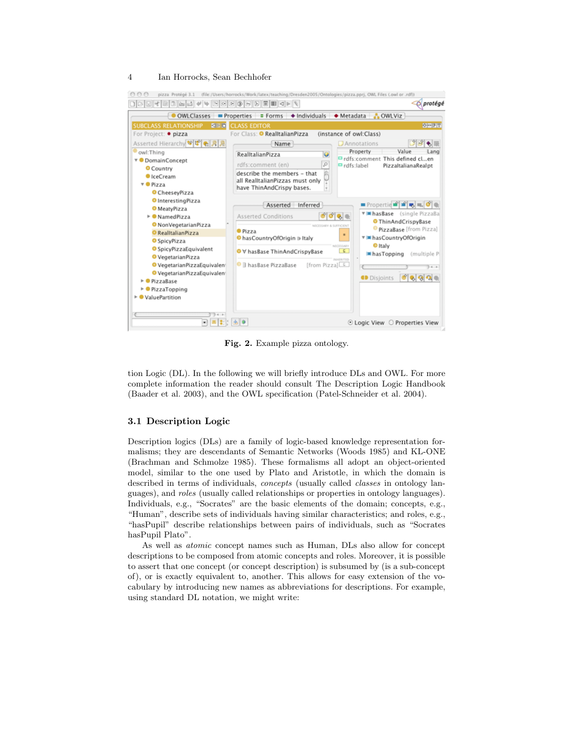Fig. 2. Example pizza ontology.

tion Logic (DL). In the following we will briefly introduce DLs and OWL. For more complete information the reader should consult The Description Logic Handbook (Baader et al. 2003), and the OWL specification (Patel-Schneider et al. 2004).

### 3.1 Description Logic

Description logics (DLs) are a family of logic-based knowledge representation formalisms; they are descendants of Semantic Networks (Woods 1985) and KL-ONE (Brachman and Schmolze 1985). These formalisms all adopt an object-oriented model, similar to the one used by Plato and Aristotle, in which the domain is described in terms of individuals, *concepts* (usually called *classes* in ontology languages), and *roles* (usually called relationships or properties in ontology languages). Individuals, e.g., "Socrates" are the basic elements of the domain; concepts, e.g., "Human", describe sets of individuals having similar characteristics; and roles, e.g., "hasPupil" describe relationships between pairs of individuals, such as "Socrates hasPupil Plato".

As well as *atomic* concept names such as Human, DLs also allow for concept descriptions to be composed from atomic concepts and roles. Moreover, it is possible to assert that one concept (or concept description) is subsumed by (is a sub-concept of), or is exactly equivalent to, another. This allows for easy extension of the vocabulary by introducing new names as abbreviations for descriptions. For example, using standard DL notation, we might write: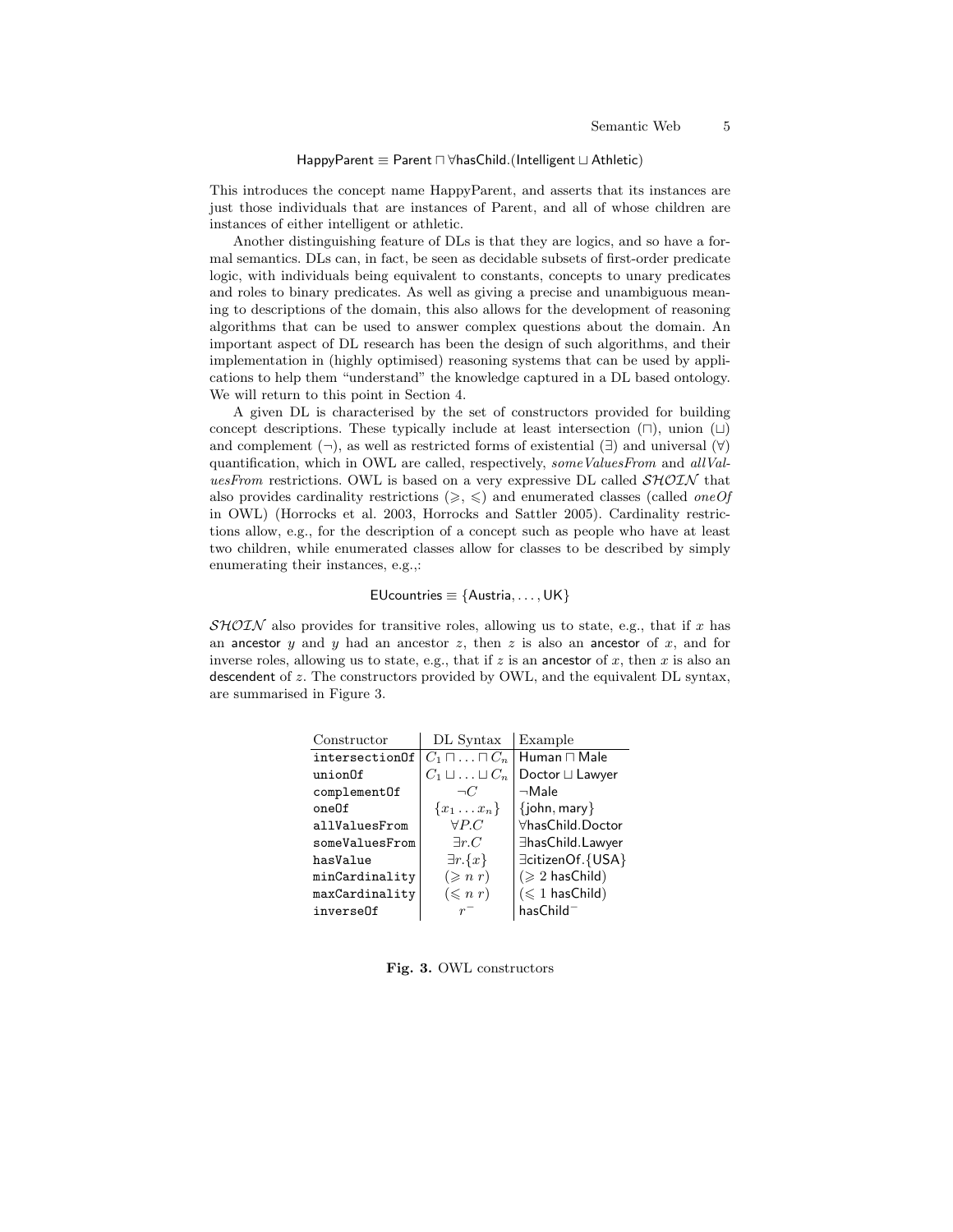$$\mathsf{HappyParent} \equiv \mathsf{Parent} \sqcap \forall \mathsf{hasChild}.(\mathsf{Intelligent} \sqcup \mathsf{Athletic})$$

This introduces the concept name HappyParent, and asserts that its instances are just those individuals that are instances of Parent, and all of whose children are instances of either intelligent or athletic.

Another distinguishing feature of DLs is that they are logics, and so have a formal semantics. DLs can, in fact, be seen as decidable subsets of first-order predicate logic, with individuals being equivalent to constants, concepts to unary predicates and roles to binary predicates. As well as giving a precise and unambiguous meaning to descriptions of the domain, this also allows for the development of reasoning algorithms that can be used to answer complex questions about the domain. An important aspect of DL research has been the design of such algorithms, and their implementation in (highly optimised) reasoning systems that can be used by applications to help them "understand" the knowledge captured in a DL based ontology. We will return to this point in Section 4.

A given DL is characterised by the set of constructors provided for building concept descriptions. These typically include at least intersection ($\sqcap$), union ($\sqcup$) and complement ($\neg$), as well as restricted forms of existential ($\exists$) and universal ($\forall$) quantification, which in OWL are called, respectively, *someValuesFrom* and *allValuesFrom* restrictions. OWL is based on a very expressive DL called $\mathcal{SHOIN}$ that also provides cardinality restrictions ($\geqslant$, $\leqslant$) and enumerated classes (called *oneOf* in OWL) (Horrocks et al. 2003, Horrocks and Sattler 2005). Cardinality restrictions allow, e.g., for the description of a concept such as people who have at least two children, while enumerated classes allow for classes to be described by simply enumerating their instances, e.g.,:

$$\mathsf{EUcountries} \equiv \{\mathsf{Austria}, \ldots, \mathsf{UK}\}$$

$\mathcal{SHOIN}$ also provides for transitive roles, allowing us to state, e.g., that if $x$ has an ancestor $y$ and $y$ had an ancestor $z$, then $z$ is also an ancestor of $x$, and for inverse roles, allowing us to state, e.g., that if $z$ is an ancestor of $x$, then $x$ is also an descendent of $z$. The constructors provided by OWL, and the equivalent DL syntax, are summarised in Figure 3.

| Constructor | DL Syntax | Example |
|---|---|---|
| `intersectionOf` | $C_1 \sqcap \ldots \sqcap C_n$ | $\mathsf{Human} \sqcap \mathsf{Male}$ |
| `unionOf` | $C_1 \sqcup \ldots \sqcup C_n$ | $\mathsf{Doctor} \sqcup \mathsf{Lawyer}$ |
| `complementOf` | $\neg C$ | $\neg\mathsf{Male}$ |
| `oneOf` | $\{x_1 \ldots x_n\}$ | $\{\mathsf{john}, \mathsf{mary}\}$ |
| `allValuesFrom` | $\forall P.C$ | $\forall \mathsf{hasChild}.\mathsf{Doctor}$ |
| `someValuesFrom` | $\exists r.C$ | $\exists \mathsf{hasChild}.\mathsf{Lawyer}$ |
| `hasValue` | $\exists r.\{x\}$ | $\exists \mathsf{citizenOf}.\{\mathsf{USA}\}$ |
| `minCardinality` | $(\geqslant n\ r)$ | $(\geqslant 2\ \mathsf{hasChild})$ |
| `maxCardinality` | $(\leqslant n\ r)$ | $(\leqslant 1\ \mathsf{hasChild})$ |
| `inverseOf` | $r^-$ | $\mathsf{hasChild}^-$ |

**Fig. 3.** OWL constructors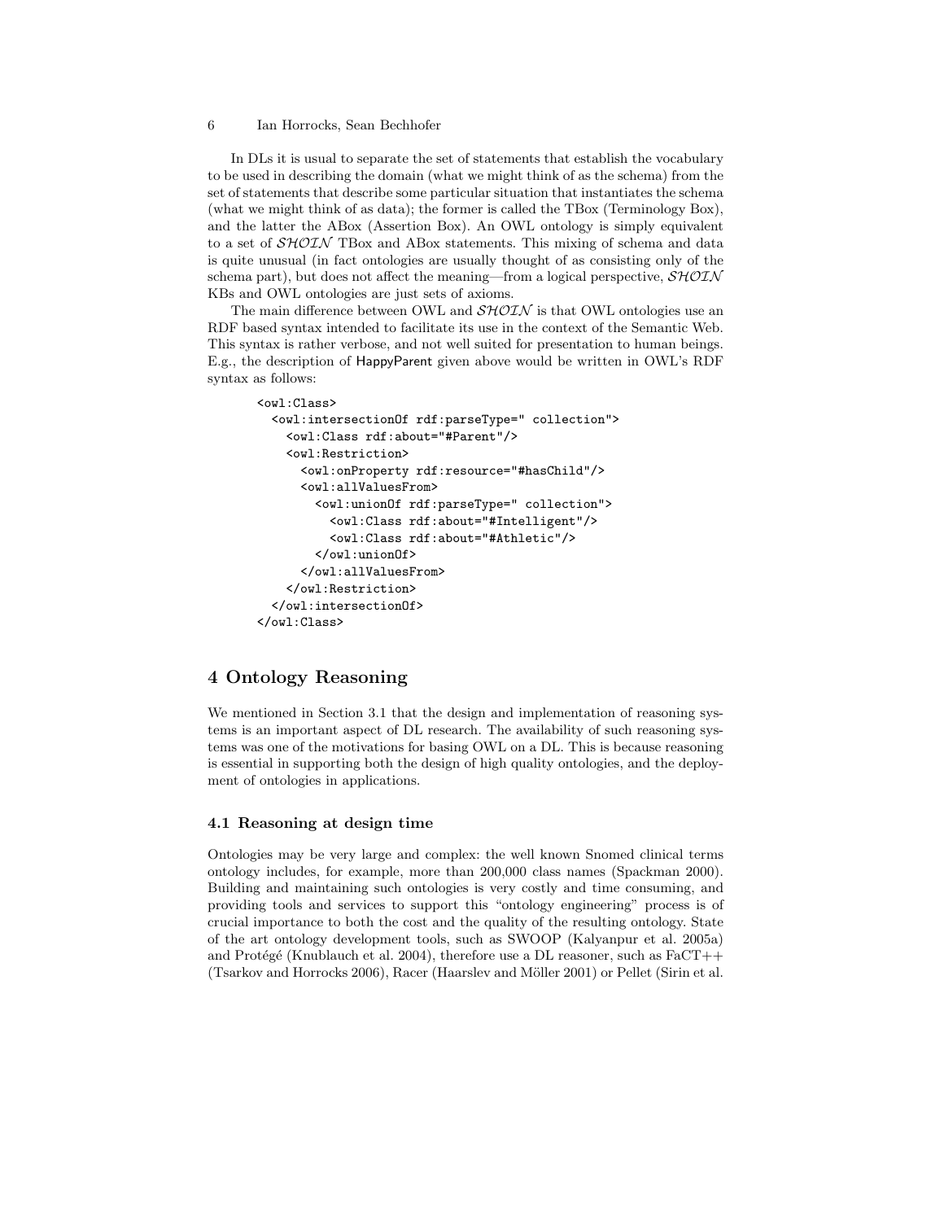In DLs it is usual to separate the set of statements that establish the vocabulary to be used in describing the domain (what we might think of as the schema) from the set of statements that describe some particular situation that instantiates the schema (what we might think of as data); the former is called the TBox (Terminology Box), and the latter the ABox (Assertion Box). An OWL ontology is simply equivalent to a set of $\mathcal{SHOIN}$ TBox and ABox statements. This mixing of schema and data is quite unusual (in fact ontologies are usually thought of as consisting only of the schema part), but does not affect the meaning—from a logical perspective, $\mathcal{SHOIN}$ KBs and OWL ontologies are just sets of axioms.

The main difference between OWL and $\mathcal{SHOIN}$ is that OWL ontologies use an RDF based syntax intended to facilitate its use in the context of the Semantic Web. This syntax is rather verbose, and not well suited for presentation to human beings. E.g., the description of HappyParent given above would be written in OWL's RDF syntax as follows:

```
<owl:Class>
  <owl:intersectionOf rdf:parseType=" collection">
    <owl:Class rdf:about="#Parent"/>
    <owl:Restriction>
      <owl:onProperty rdf:resource="#hasChild"/>
      <owl:allValuesFrom>
        <owl:unionOf rdf:parseType=" collection">
          <owl:Class rdf:about="#Intelligent"/>
          <owl:Class rdf:about="#Athletic"/>
        </owl:unionOf>
      </owl:allValuesFrom>
    </owl:Restriction>
  </owl:intersectionOf>
</owl:Class>
```

# 4 Ontology Reasoning

We mentioned in Section 3.1 that the design and implementation of reasoning systems is an important aspect of DL research. The availability of such reasoning systems was one of the motivations for basing OWL on a DL. This is because reasoning is essential in supporting both the design of high quality ontologies, and the deployment of ontologies in applications.

## 4.1 Reasoning at design time

Ontologies may be very large and complex: the well known Snomed clinical terms ontology includes, for example, more than 200,000 class names (Spackman 2000). Building and maintaining such ontologies is very costly and time consuming, and providing tools and services to support this "ontology engineering" process is of crucial importance to both the cost and the quality of the resulting ontology. State of the art ontology development tools, such as SWOOP (Kalyanpur et al. 2005a) and Protégé (Knublauch et al. 2004), therefore use a DL reasoner, such as FaCT++ (Tsarkov and Horrocks 2006), Racer (Haarslev and Möller 2001) or Pellet (Sirin et al.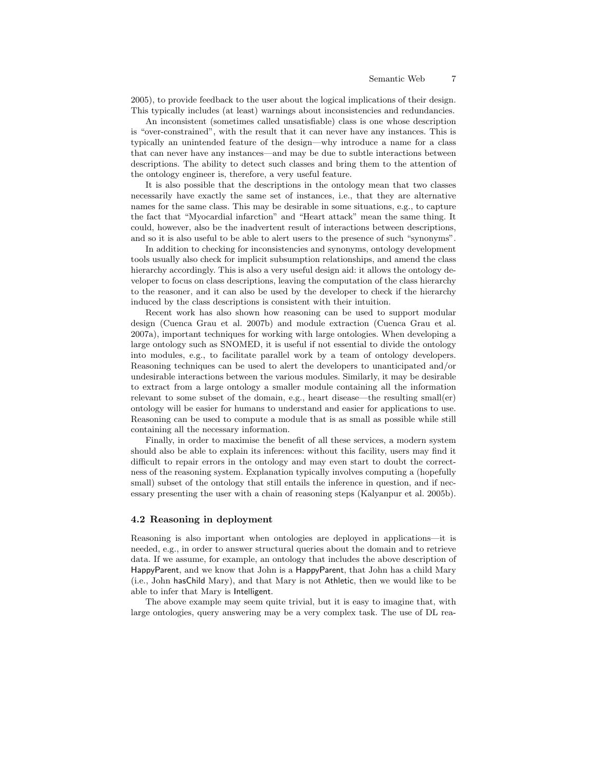2005), to provide feedback to the user about the logical implications of their design. This typically includes (at least) warnings about inconsistencies and redundancies.

An inconsistent (sometimes called unsatisfiable) class is one whose description is "over-constrained", with the result that it can never have any instances. This is typically an unintended feature of the design—why introduce a name for a class that can never have any instances—and may be due to subtle interactions between descriptions. The ability to detect such classes and bring them to the attention of the ontology engineer is, therefore, a very useful feature.

It is also possible that the descriptions in the ontology mean that two classes necessarily have exactly the same set of instances, i.e., that they are alternative names for the same class. This may be desirable in some situations, e.g., to capture the fact that "Myocardial infarction" and "Heart attack" mean the same thing. It could, however, also be the inadvertent result of interactions between descriptions, and so it is also useful to be able to alert users to the presence of such "synonyms".

In addition to checking for inconsistencies and synonyms, ontology development tools usually also check for implicit subsumption relationships, and amend the class hierarchy accordingly. This is also a very useful design aid: it allows the ontology developer to focus on class descriptions, leaving the computation of the class hierarchy to the reasoner, and it can also be used by the developer to check if the hierarchy induced by the class descriptions is consistent with their intuition.

Recent work has also shown how reasoning can be used to support modular design (Cuenca Grau et al. 2007b) and module extraction (Cuenca Grau et al. 2007a), important techniques for working with large ontologies. When developing a large ontology such as SNOMED, it is useful if not essential to divide the ontology into modules, e.g., to facilitate parallel work by a team of ontology developers. Reasoning techniques can be used to alert the developers to unanticipated and/or undesirable interactions between the various modules. Similarly, it may be desirable to extract from a large ontology a smaller module containing all the information relevant to some subset of the domain, e.g., heart disease—the resulting small(er) ontology will be easier for humans to understand and easier for applications to use. Reasoning can be used to compute a module that is as small as possible while still containing all the necessary information.

Finally, in order to maximise the benefit of all these services, a modern system should also be able to explain its inferences: without this facility, users may find it difficult to repair errors in the ontology and may even start to doubt the correctness of the reasoning system. Explanation typically involves computing a (hopefully small) subset of the ontology that still entails the inference in question, and if necessary presenting the user with a chain of reasoning steps (Kalyanpur et al. 2005b).

### 4.2 Reasoning in deployment

Reasoning is also important when ontologies are deployed in applications—it is needed, e.g., in order to answer structural queries about the domain and to retrieve data. If we assume, for example, an ontology that includes the above description of HappyParent, and we know that John is a HappyParent, that John has a child Mary (i.e., John hasChild Mary), and that Mary is not Athletic, then we would like to be able to infer that Mary is Intelligent.

The above example may seem quite trivial, but it is easy to imagine that, with large ontologies, query answering may be a very complex task. The use of DL rea-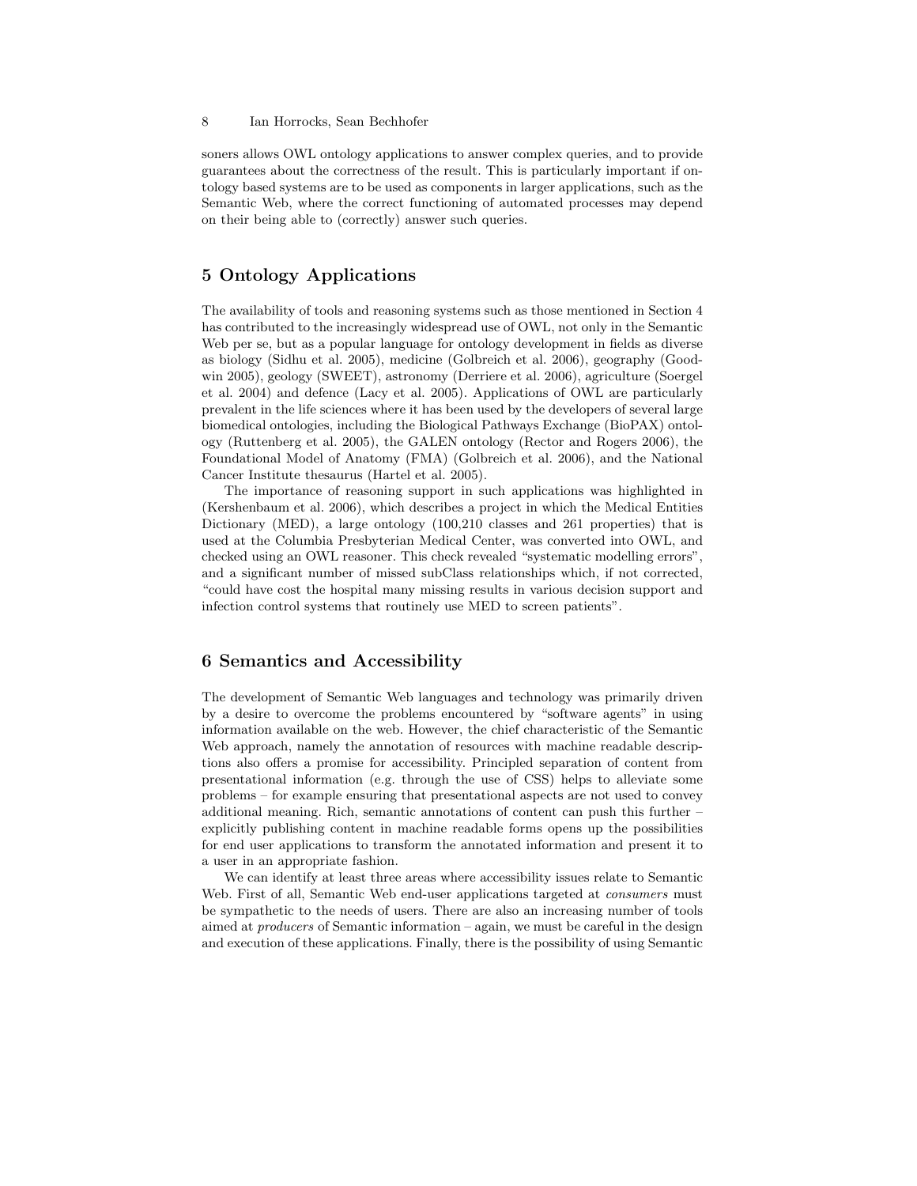soners allows OWL ontology applications to answer complex queries, and to provide guarantees about the correctness of the result. This is particularly important if ontology based systems are to be used as components in larger applications, such as the Semantic Web, where the correct functioning of automated processes may depend on their being able to (correctly) answer such queries.

## 5 Ontology Applications

The availability of tools and reasoning systems such as those mentioned in Section 4 has contributed to the increasingly widespread use of OWL, not only in the Semantic Web per se, but as a popular language for ontology development in fields as diverse as biology (Sidhu et al. 2005), medicine (Golbreich et al. 2006), geography (Goodwin 2005), geology (SWEET), astronomy (Derriere et al. 2006), agriculture (Soergel et al. 2004) and defence (Lacy et al. 2005). Applications of OWL are particularly prevalent in the life sciences where it has been used by the developers of several large biomedical ontologies, including the Biological Pathways Exchange (BioPAX) ontology (Ruttenberg et al. 2005), the GALEN ontology (Rector and Rogers 2006), the Foundational Model of Anatomy (FMA) (Golbreich et al. 2006), and the National Cancer Institute thesaurus (Hartel et al. 2005).

The importance of reasoning support in such applications was highlighted in (Kershenbaum et al. 2006), which describes a project in which the Medical Entities Dictionary (MED), a large ontology (100,210 classes and 261 properties) that is used at the Columbia Presbyterian Medical Center, was converted into OWL, and checked using an OWL reasoner. This check revealed "systematic modelling errors", and a significant number of missed subClass relationships which, if not corrected, "could have cost the hospital many missing results in various decision support and infection control systems that routinely use MED to screen patients".

## 6 Semantics and Accessibility

The development of Semantic Web languages and technology was primarily driven by a desire to overcome the problems encountered by "software agents" in using information available on the web. However, the chief characteristic of the Semantic Web approach, namely the annotation of resources with machine readable descriptions also offers a promise for accessibility. Principled separation of content from presentational information (e.g. through the use of CSS) helps to alleviate some problems – for example ensuring that presentational aspects are not used to convey additional meaning. Rich, semantic annotations of content can push this further – explicitly publishing content in machine readable forms opens up the possibilities for end user applications to transform the annotated information and present it to a user in an appropriate fashion.

We can identify at least three areas where accessibility issues relate to Semantic Web. First of all, Semantic Web end-user applications targeted at *consumers* must be sympathetic to the needs of users. There are also an increasing number of tools aimed at *producers* of Semantic information – again, we must be careful in the design and execution of these applications. Finally, there is the possibility of using Semantic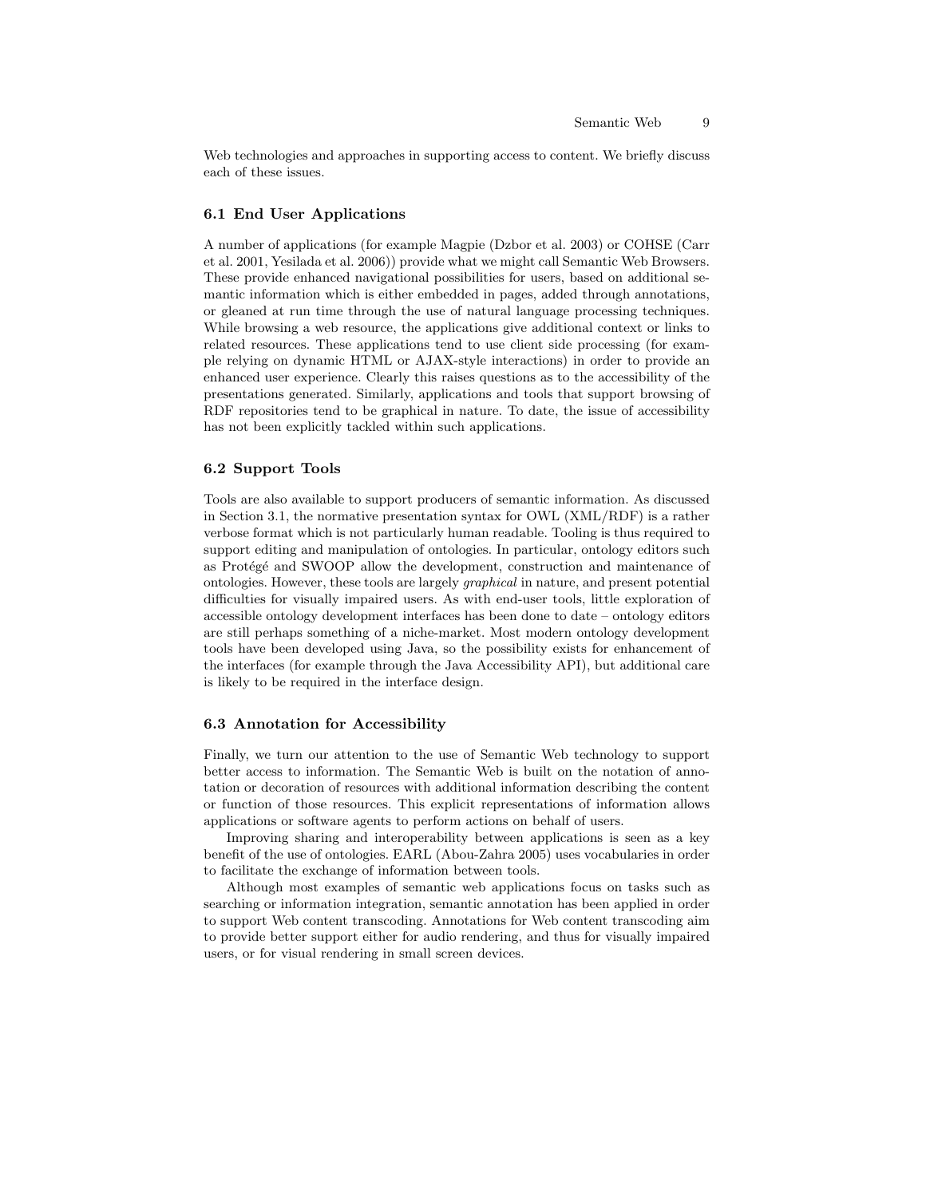Web technologies and approaches in supporting access to content. We briefly discuss each of these issues.

### 6.1 End User Applications

A number of applications (for example Magpie (Dzbor et al. 2003) or COHSE (Carr et al. 2001, Yesilada et al. 2006)) provide what we might call Semantic Web Browsers. These provide enhanced navigational possibilities for users, based on additional semantic information which is either embedded in pages, added through annotations, or gleaned at run time through the use of natural language processing techniques. While browsing a web resource, the applications give additional context or links to related resources. These applications tend to use client side processing (for example relying on dynamic HTML or AJAX-style interactions) in order to provide an enhanced user experience. Clearly this raises questions as to the accessibility of the presentations generated. Similarly, applications and tools that support browsing of RDF repositories tend to be graphical in nature. To date, the issue of accessibility has not been explicitly tackled within such applications.

### 6.2 Support Tools

Tools are also available to support producers of semantic information. As discussed in Section 3.1, the normative presentation syntax for OWL (XML/RDF) is a rather verbose format which is not particularly human readable. Tooling is thus required to support editing and manipulation of ontologies. In particular, ontology editors such as Protégé and SWOOP allow the development, construction and maintenance of ontologies. However, these tools are largely *graphical* in nature, and present potential difficulties for visually impaired users. As with end-user tools, little exploration of accessible ontology development interfaces has been done to date – ontology editors are still perhaps something of a niche-market. Most modern ontology development tools have been developed using Java, so the possibility exists for enhancement of the interfaces (for example through the Java Accessibility API), but additional care is likely to be required in the interface design.

### 6.3 Annotation for Accessibility

Finally, we turn our attention to the use of Semantic Web technology to support better access to information. The Semantic Web is built on the notation of annotation or decoration of resources with additional information describing the content or function of those resources. This explicit representations of information allows applications or software agents to perform actions on behalf of users.

Improving sharing and interoperability between applications is seen as a key benefit of the use of ontologies. EARL (Abou-Zahra 2005) uses vocabularies in order to facilitate the exchange of information between tools.

Although most examples of semantic web applications focus on tasks such as searching or information integration, semantic annotation has been applied in order to support Web content transcoding. Annotations for Web content transcoding aim to provide better support either for audio rendering, and thus for visually impaired users, or for visual rendering in small screen devices.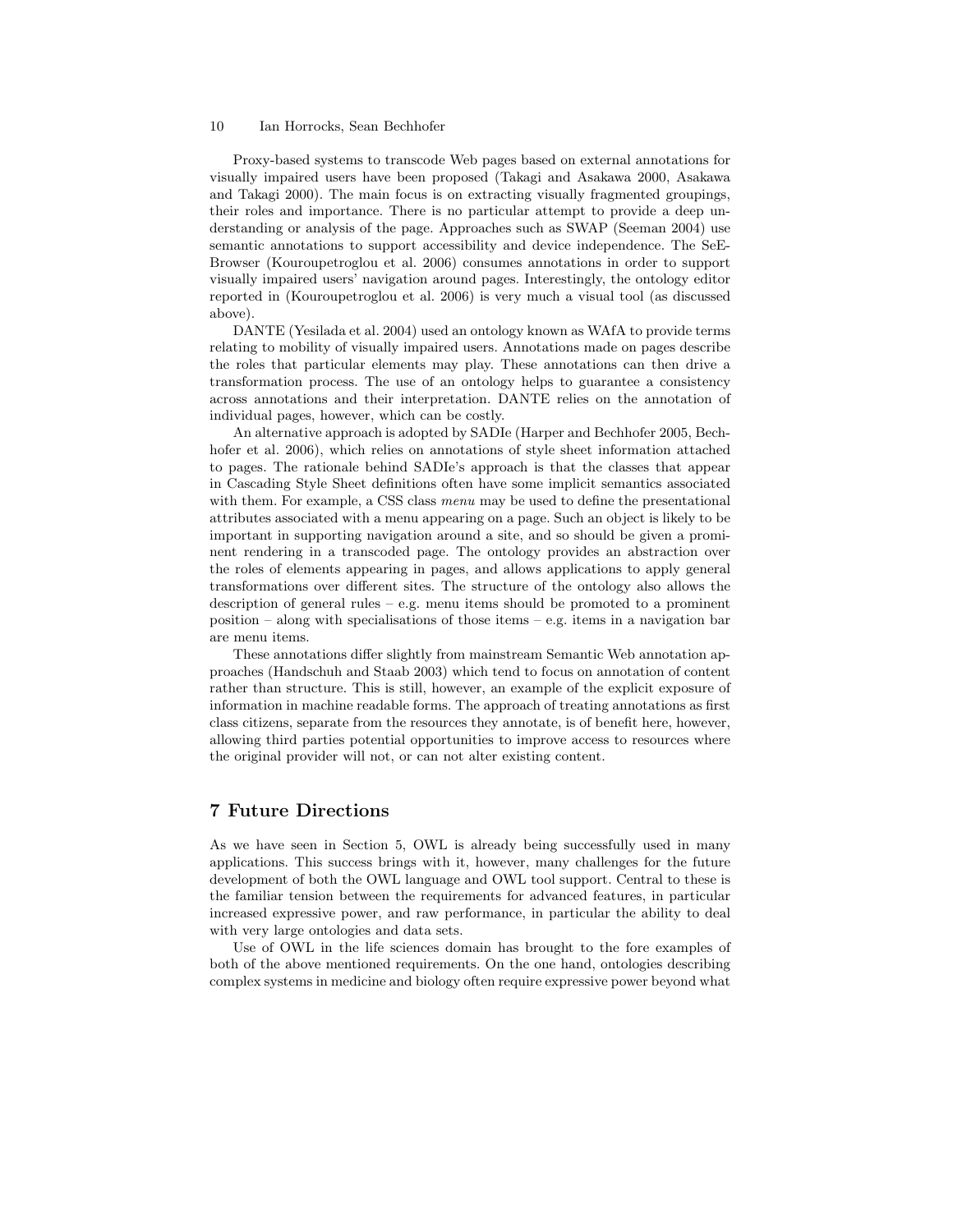Proxy-based systems to transcode Web pages based on external annotations for visually impaired users have been proposed (Takagi and Asakawa 2000, Asakawa and Takagi 2000). The main focus is on extracting visually fragmented groupings, their roles and importance. There is no particular attempt to provide a deep understanding or analysis of the page. Approaches such as SWAP (Seeman 2004) use semantic annotations to support accessibility and device independence. The SeEBrowser (Kouroupetroglou et al. 2006) consumes annotations in order to support visually impaired users' navigation around pages. Interestingly, the ontology editor reported in (Kouroupetroglou et al. 2006) is very much a visual tool (as discussed above).

DANTE (Yesilada et al. 2004) used an ontology known as WAfA to provide terms relating to mobility of visually impaired users. Annotations made on pages describe the roles that particular elements may play. These annotations can then drive a transformation process. The use of an ontology helps to guarantee a consistency across annotations and their interpretation. DANTE relies on the annotation of individual pages, however, which can be costly.

An alternative approach is adopted by SADIe (Harper and Bechhofer 2005, Bechhofer et al. 2006), which relies on annotations of style sheet information attached to pages. The rationale behind SADIe's approach is that the classes that appear in Cascading Style Sheet definitions often have some implicit semantics associated with them. For example, a CSS class *menu* may be used to define the presentational attributes associated with a menu appearing on a page. Such an object is likely to be important in supporting navigation around a site, and so should be given a prominent rendering in a transcoded page. The ontology provides an abstraction over the roles of elements appearing in pages, and allows applications to apply general transformations over different sites. The structure of the ontology also allows the description of general rules – e.g. menu items should be promoted to a prominent position – along with specialisations of those items – e.g. items in a navigation bar are menu items.

These annotations differ slightly from mainstream Semantic Web annotation approaches (Handschuh and Staab 2003) which tend to focus on annotation of content rather than structure. This is still, however, an example of the explicit exposure of information in machine readable forms. The approach of treating annotations as first class citizens, separate from the resources they annotate, is of benefit here, however, allowing third parties potential opportunities to improve access to resources where the original provider will not, or can not alter existing content.

## 7 Future Directions

As we have seen in Section 5, OWL is already being successfully used in many applications. This success brings with it, however, many challenges for the future development of both the OWL language and OWL tool support. Central to these is the familiar tension between the requirements for advanced features, in particular increased expressive power, and raw performance, in particular the ability to deal with very large ontologies and data sets.

Use of OWL in the life sciences domain has brought to the fore examples of both of the above mentioned requirements. On the one hand, ontologies describing complex systems in medicine and biology often require expressive power beyond what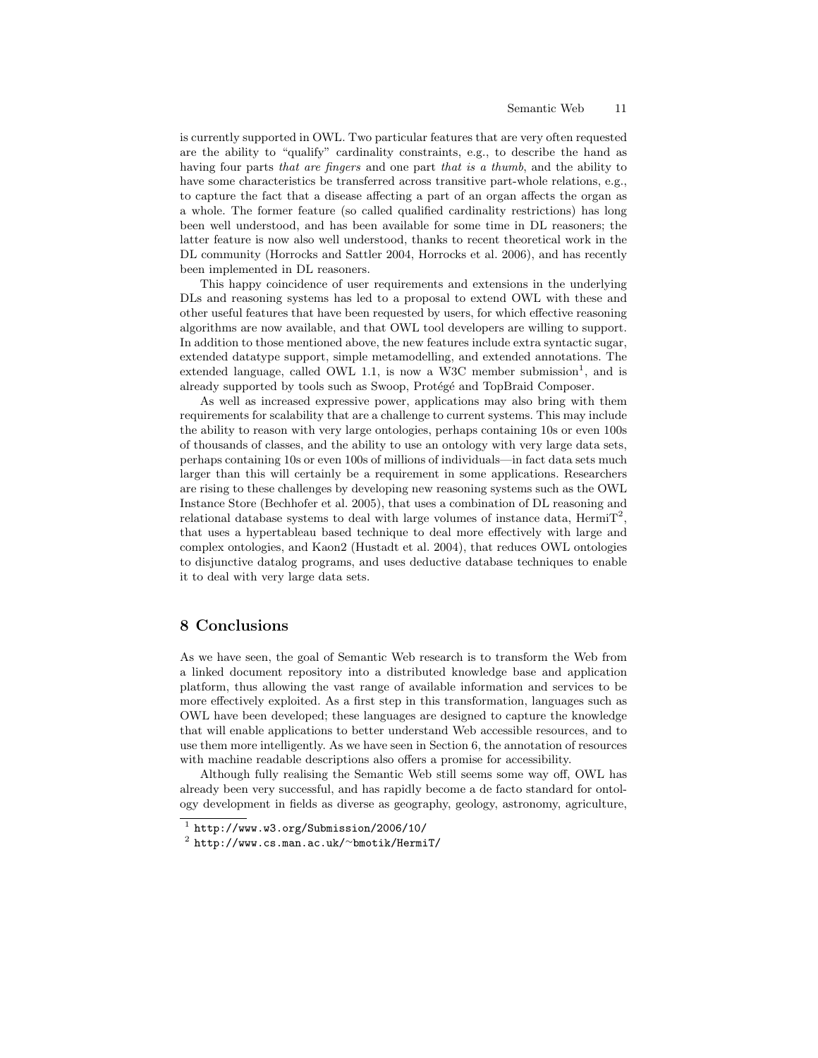is currently supported in OWL. Two particular features that are very often requested are the ability to "qualify" cardinality constraints, e.g., to describe the hand as having four parts *that are fingers* and one part *that is a thumb*, and the ability to have some characteristics be transferred across transitive part-whole relations, e.g., to capture the fact that a disease affecting a part of an organ affects the organ as a whole. The former feature (so called qualified cardinality restrictions) has long been well understood, and has been available for some time in DL reasoners; the latter feature is now also well understood, thanks to recent theoretical work in the DL community (Horrocks and Sattler 2004, Horrocks et al. 2006), and has recently been implemented in DL reasoners.

This happy coincidence of user requirements and extensions in the underlying DLs and reasoning systems has led to a proposal to extend OWL with these and other useful features that have been requested by users, for which effective reasoning algorithms are now available, and that OWL tool developers are willing to support. In addition to those mentioned above, the new features include extra syntactic sugar, extended datatype support, simple metamodelling, and extended annotations. The extended language, called OWL 1.1, is now a W3C member submission[1], and is already supported by tools such as Swoop, Protégé and TopBraid Composer.

As well as increased expressive power, applications may also bring with them requirements for scalability that are a challenge to current systems. This may include the ability to reason with very large ontologies, perhaps containing 10s or even 100s of thousands of classes, and the ability to use an ontology with very large data sets, perhaps containing 10s or even 100s of millions of individuals—in fact data sets much larger than this will certainly be a requirement in some applications. Researchers are rising to these challenges by developing new reasoning systems such as the OWL Instance Store (Bechhofer et al. 2005), that uses a combination of DL reasoning and relational database systems to deal with large volumes of instance data, HermiT[2], that uses a hypertableau based technique to deal more effectively with large and complex ontologies, and Kaon2 (Hustadt et al. 2004), that reduces OWL ontologies to disjunctive datalog programs, and uses deductive database techniques to enable it to deal with very large data sets.

## 8 Conclusions

As we have seen, the goal of Semantic Web research is to transform the Web from a linked document repository into a distributed knowledge base and application platform, thus allowing the vast range of available information and services to be more effectively exploited. As a first step in this transformation, languages such as OWL have been developed; these languages are designed to capture the knowledge that will enable applications to better understand Web accessible resources, and to use them more intelligently. As we have seen in Section 6, the annotation of resources with machine readable descriptions also offers a promise for accessibility.

Although fully realising the Semantic Web still seems some way off, OWL has already been very successful, and has rapidly become a de facto standard for ontology development in fields as diverse as geography, geology, astronomy, agriculture,

[1] `http://www.w3.org/Submission/2006/10/`

[2] `http://www.cs.man.ac.uk/~bmotik/HermiT/`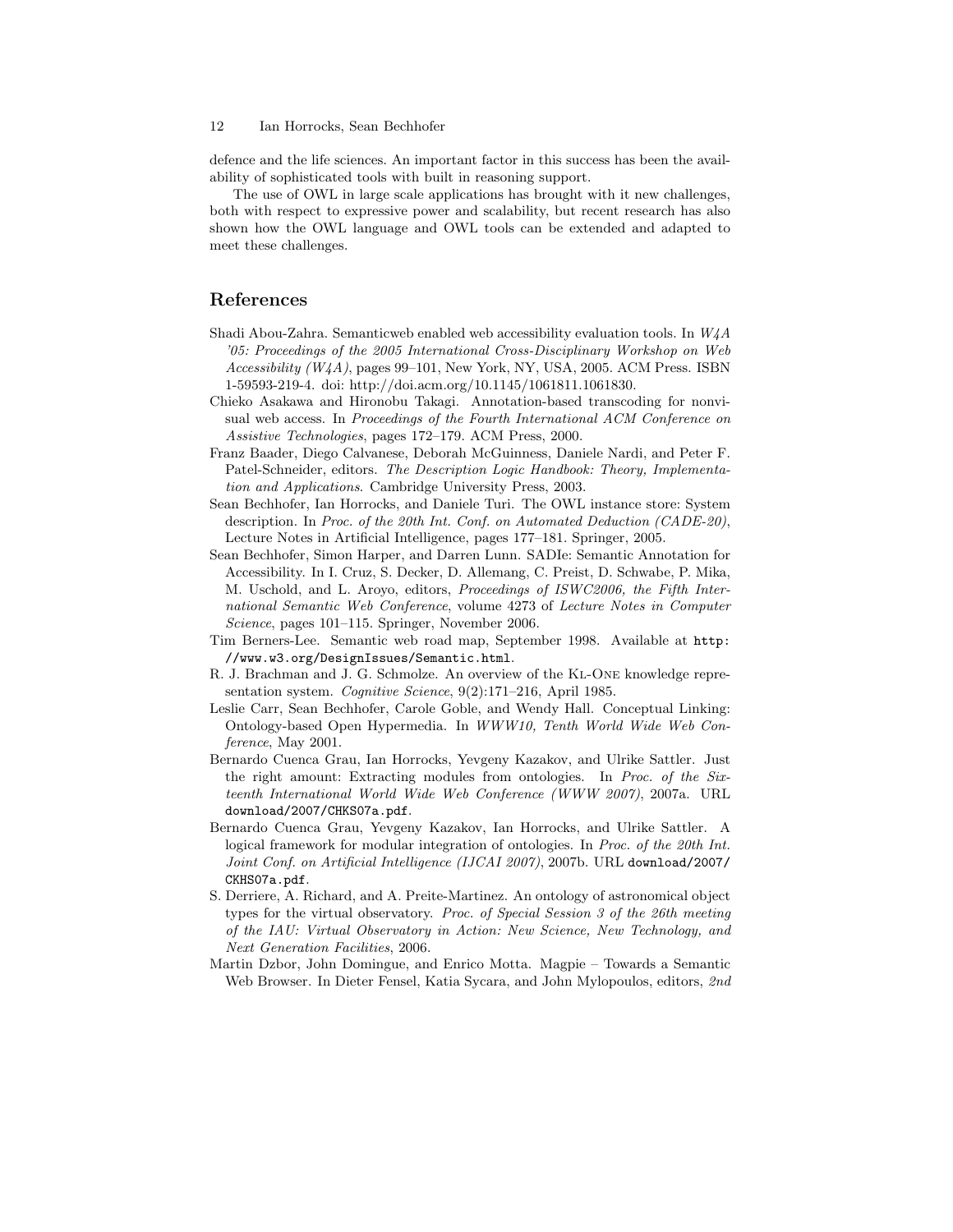defence and the life sciences. An important factor in this success has been the availability of sophisticated tools with built in reasoning support.

The use of OWL in large scale applications has brought with it new challenges, both with respect to expressive power and scalability, but recent research has also shown how the OWL language and OWL tools can be extended and adapted to meet these challenges.

## References

Shadi Abou-Zahra. Semanticweb enabled web accessibility evaluation tools. In *W4A '05: Proceedings of the 2005 International Cross-Disciplinary Workshop on Web Accessibility (W4A)*, pages 99–101, New York, NY, USA, 2005. ACM Press. ISBN 1-59593-219-4. doi: http://doi.acm.org/10.1145/1061811.1061830.

Chieko Asakawa and Hironobu Takagi. Annotation-based transcoding for nonvisual web access. In *Proceedings of the Fourth International ACM Conference on Assistive Technologies*, pages 172–179. ACM Press, 2000.

Franz Baader, Diego Calvanese, Deborah McGuinness, Daniele Nardi, and Peter F. Patel-Schneider, editors. *The Description Logic Handbook: Theory, Implementation and Applications*. Cambridge University Press, 2003.

Sean Bechhofer, Ian Horrocks, and Daniele Turi. The OWL instance store: System description. In *Proc. of the 20th Int. Conf. on Automated Deduction (CADE-20)*, Lecture Notes in Artificial Intelligence, pages 177–181. Springer, 2005.

Sean Bechhofer, Simon Harper, and Darren Lunn. SADIe: Semantic Annotation for Accessibility. In I. Cruz, S. Decker, D. Allemang, C. Preist, D. Schwabe, P. Mika, M. Uschold, and L. Aroyo, editors, *Proceedings of ISWC2006, the Fifth International Semantic Web Conference*, volume 4273 of *Lecture Notes in Computer Science*, pages 101–115. Springer, November 2006.

Tim Berners-Lee. Semantic web road map, September 1998. Available at `http://www.w3.org/DesignIssues/Semantic.html`.

R. J. Brachman and J. G. Schmolze. An overview of the Kl-One knowledge representation system. *Cognitive Science*, 9(2):171–216, April 1985.

Leslie Carr, Sean Bechhofer, Carole Goble, and Wendy Hall. Conceptual Linking: Ontology-based Open Hypermedia. In *WWW10, Tenth World Wide Web Conference*, May 2001.

Bernardo Cuenca Grau, Ian Horrocks, Yevgeny Kazakov, and Ulrike Sattler. Just the right amount: Extracting modules from ontologies. In *Proc. of the Sixteenth International World Wide Web Conference (WWW 2007)*, 2007a. URL `download/2007/CHKS07a.pdf`.

Bernardo Cuenca Grau, Yevgeny Kazakov, Ian Horrocks, and Ulrike Sattler. A logical framework for modular integration of ontologies. In *Proc. of the 20th Int. Joint Conf. on Artificial Intelligence (IJCAI 2007)*, 2007b. URL `download/2007/CKHS07a.pdf`.

S. Derriere, A. Richard, and A. Preite-Martinez. An ontology of astronomical object types for the virtual observatory. *Proc. of Special Session 3 of the 26th meeting of the IAU: Virtual Observatory in Action: New Science, New Technology, and Next Generation Facilities*, 2006.

Martin Dzbor, John Domingue, and Enrico Motta. Magpie – Towards a Semantic Web Browser. In Dieter Fensel, Katia Sycara, and John Mylopoulos, editors, *2nd*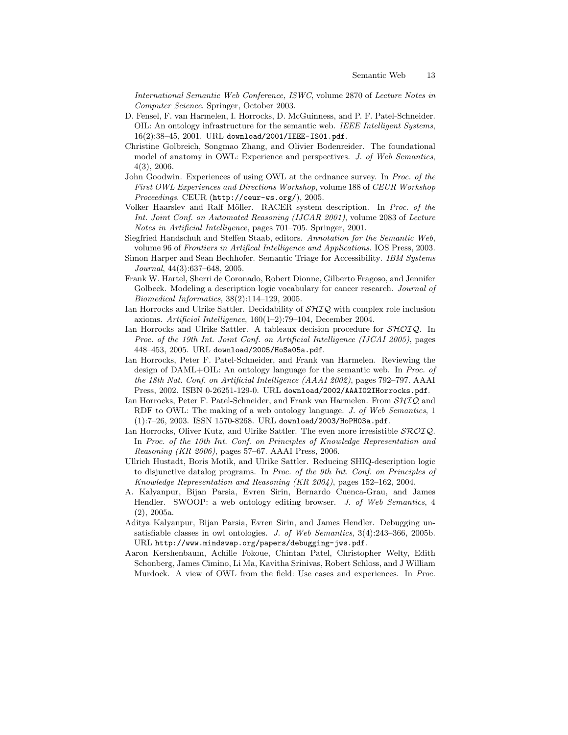*International Semantic Web Conference, ISWC*, volume 2870 of *Lecture Notes in Computer Science*. Springer, October 2003.

D. Fensel, F. van Harmelen, I. Horrocks, D. McGuinness, and P. F. Patel-Schneider. OIL: An ontology infrastructure for the semantic web. *IEEE Intelligent Systems*, 16(2):38–45, 2001. URL `download/2001/IEEE-IS01.pdf`.

Christine Golbreich, Songmao Zhang, and Olivier Bodenreider. The foundational model of anatomy in OWL: Experience and perspectives. *J. of Web Semantics*, 4(3), 2006.

John Goodwin. Experiences of using OWL at the ordnance survey. In *Proc. of the First OWL Experiences and Directions Workshop*, volume 188 of *CEUR Workshop Proceedings*. CEUR (`http://ceur-ws.org/`), 2005.

Volker Haarslev and Ralf Möller. RACER system description. In *Proc. of the Int. Joint Conf. on Automated Reasoning (IJCAR 2001)*, volume 2083 of *Lecture Notes in Artificial Intelligence*, pages 701–705. Springer, 2001.

Siegfried Handschuh and Steffen Staab, editors. *Annotation for the Semantic Web*, volume 96 of *Frontiers in Artifical Intelligence and Applications*. IOS Press, 2003.

Simon Harper and Sean Bechhofer. Semantic Triage for Accessibility. *IBM Systems Journal*, 44(3):637–648, 2005.

Frank W. Hartel, Sherri de Coronado, Robert Dionne, Gilberto Fragoso, and Jennifer Golbeck. Modeling a description logic vocabulary for cancer research. *Journal of Biomedical Informatics*, 38(2):114–129, 2005.

Ian Horrocks and Ulrike Sattler. Decidability of $\mathcal{SHIQ}$ with complex role inclusion axioms. *Artificial Intelligence*, 160(1–2):79–104, December 2004.

Ian Horrocks and Ulrike Sattler. A tableaux decision procedure for $\mathcal{SHOIQ}$. In *Proc. of the 19th Int. Joint Conf. on Artificial Intelligence (IJCAI 2005)*, pages 448–453, 2005. URL `download/2005/HoSa05a.pdf`.

Ian Horrocks, Peter F. Patel-Schneider, and Frank van Harmelen. Reviewing the design of DAML+OIL: An ontology language for the semantic web. In *Proc. of the 18th Nat. Conf. on Artificial Intelligence (AAAI 2002)*, pages 792–797. AAAI Press, 2002. ISBN 0-26251-129-0. URL `download/2002/AAAI02IHorrocks.pdf`.

Ian Horrocks, Peter F. Patel-Schneider, and Frank van Harmelen. From $\mathcal{SHIQ}$ and RDF to OWL: The making of a web ontology language. *J. of Web Semantics*, 1 (1):7–26, 2003. ISSN 1570-8268. URL `download/2003/HoPH03a.pdf`.

Ian Horrocks, Oliver Kutz, and Ulrike Sattler. The even more irresistible $\mathcal{SROIQ}$. In *Proc. of the 10th Int. Conf. on Principles of Knowledge Representation and Reasoning (KR 2006)*, pages 57–67. AAAI Press, 2006.

Ullrich Hustadt, Boris Motik, and Ulrike Sattler. Reducing SHIQ-description logic to disjunctive datalog programs. In *Proc. of the 9th Int. Conf. on Principles of Knowledge Representation and Reasoning (KR 2004)*, pages 152–162, 2004.

A. Kalyanpur, Bijan Parsia, Evren Sirin, Bernardo Cuenca-Grau, and James Hendler. SWOOP: a web ontology editing browser. *J. of Web Semantics*, 4 (2), 2005a.

Aditya Kalyanpur, Bijan Parsia, Evren Sirin, and James Hendler. Debugging unsatisfiable classes in owl ontologies. *J. of Web Semantics*, 3(4):243–366, 2005b. URL `http://www.mindswap.org/papers/debugging-jws.pdf`.

Aaron Kershenbaum, Achille Fokoue, Chintan Patel, Christopher Welty, Edith Schonberg, James Cimino, Li Ma, Kavitha Srinivas, Robert Schloss, and J William Murdock. A view of OWL from the field: Use cases and experiences. In *Proc.*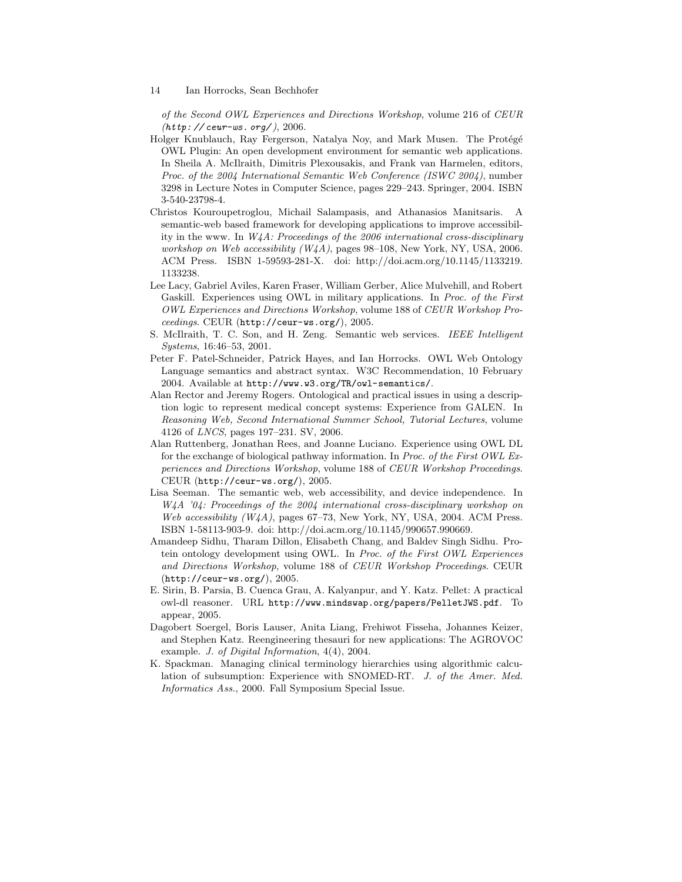of the Second OWL Experiences and Directions Workshop, volume 216 of CEUR (http://ceur-ws.org/), 2006.

Holger Knublauch, Ray Fergerson, Natalya Noy, and Mark Musen. The Protégé OWL Plugin: An open development environment for semantic web applications. In Sheila A. McIlraith, Dimitris Plexousakis, and Frank van Harmelen, editors, *Proc. of the 2004 International Semantic Web Conference (ISWC 2004)*, number 3298 in Lecture Notes in Computer Science, pages 229–243. Springer, 2004. ISBN 3-540-23798-4.

Christos Kouroupetroglou, Michail Salampasis, and Athanasios Manitsaris. A semantic-web based framework for developing applications to improve accessibility in the www. In *W4A: Proceedings of the 2006 international cross-disciplinary workshop on Web accessibility (W4A)*, pages 98–108, New York, NY, USA, 2006. ACM Press. ISBN 1-59593-281-X. doi: http://doi.acm.org/10.1145/1133219.1133238.

Lee Lacy, Gabriel Aviles, Karen Fraser, William Gerber, Alice Mulvehill, and Robert Gaskill. Experiences using OWL in military applications. In *Proc. of the First OWL Experiences and Directions Workshop*, volume 188 of *CEUR Workshop Proceedings*. CEUR (http://ceur-ws.org/), 2005.

S. McIlraith, T. C. Son, and H. Zeng. Semantic web services. *IEEE Intelligent Systems*, 16:46–53, 2001.

Peter F. Patel-Schneider, Patrick Hayes, and Ian Horrocks. OWL Web Ontology Language semantics and abstract syntax. W3C Recommendation, 10 February 2004. Available at http://www.w3.org/TR/owl-semantics/.

Alan Rector and Jeremy Rogers. Ontological and practical issues in using a description logic to represent medical concept systems: Experience from GALEN. In *Reasoning Web, Second International Summer School, Tutorial Lectures*, volume 4126 of *LNCS*, pages 197–231. SV, 2006.

Alan Ruttenberg, Jonathan Rees, and Joanne Luciano. Experience using OWL DL for the exchange of biological pathway information. In *Proc. of the First OWL Experiences and Directions Workshop*, volume 188 of *CEUR Workshop Proceedings*. CEUR (http://ceur-ws.org/), 2005.

Lisa Seeman. The semantic web, web accessibility, and device independence. In *W4A '04: Proceedings of the 2004 international cross-disciplinary workshop on Web accessibility (W4A)*, pages 67–73, New York, NY, USA, 2004. ACM Press. ISBN 1-58113-903-9. doi: http://doi.acm.org/10.1145/990657.990669.

Amandeep Sidhu, Tharam Dillon, Elisabeth Chang, and Baldev Singh Sidhu. Protein ontology development using OWL. In *Proc. of the First OWL Experiences and Directions Workshop*, volume 188 of *CEUR Workshop Proceedings*. CEUR (http://ceur-ws.org/), 2005.

E. Sirin, B. Parsia, B. Cuenca Grau, A. Kalyanpur, and Y. Katz. Pellet: A practical owl-dl reasoner. URL http://www.mindswap.org/papers/PelletJWS.pdf. To appear, 2005.

Dagobert Soergel, Boris Lauser, Anita Liang, Frehiwot Fisseha, Johannes Keizer, and Stephen Katz. Reengineering thesauri for new applications: The AGROVOC example. *J. of Digital Information*, 4(4), 2004.

K. Spackman. Managing clinical terminology hierarchies using algorithmic calculation of subsumption: Experience with SNOMED-RT. *J. of the Amer. Med. Informatics Ass.*, 2000. Fall Symposium Special Issue.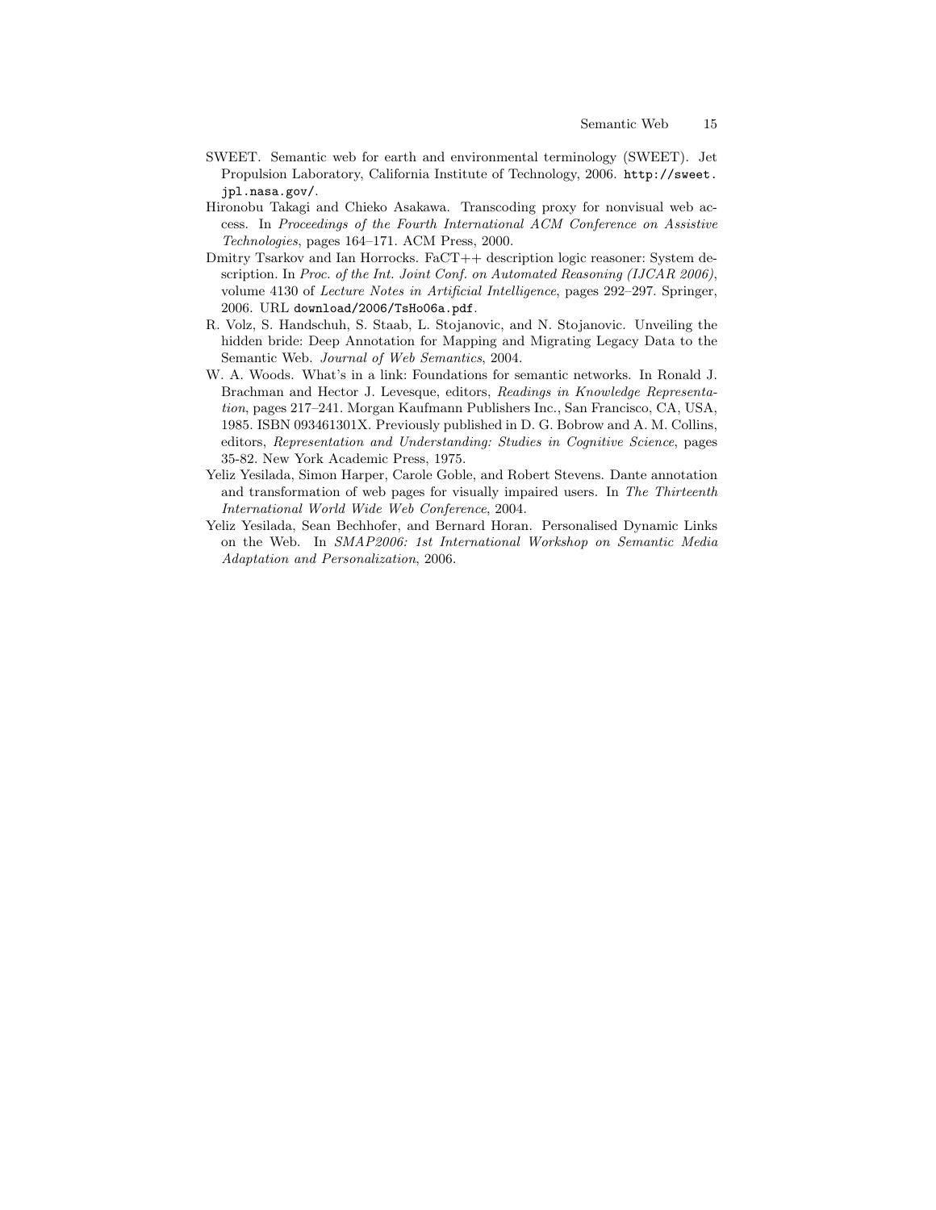SWEET. Semantic web for earth and environmental terminology (SWEET). Jet Propulsion Laboratory, California Institute of Technology, 2006. `http://sweet.jpl.nasa.gov/`.

Hironobu Takagi and Chieko Asakawa. Transcoding proxy for nonvisual web access. In *Proceedings of the Fourth International ACM Conference on Assistive Technologies*, pages 164–171. ACM Press, 2000.

Dmitry Tsarkov and Ian Horrocks. FaCT++ description logic reasoner: System description. In *Proc. of the Int. Joint Conf. on Automated Reasoning (IJCAR 2006)*, volume 4130 of *Lecture Notes in Artificial Intelligence*, pages 292–297. Springer, 2006. URL `download/2006/TsHo06a.pdf`.

R. Volz, S. Handschuh, S. Staab, L. Stojanovic, and N. Stojanovic. Unveiling the hidden bride: Deep Annotation for Mapping and Migrating Legacy Data to the Semantic Web. *Journal of Web Semantics*, 2004.

W. A. Woods. What's in a link: Foundations for semantic networks. In Ronald J. Brachman and Hector J. Levesque, editors, *Readings in Knowledge Representation*, pages 217–241. Morgan Kaufmann Publishers Inc., San Francisco, CA, USA, 1985. ISBN 093461301X. Previously published in D. G. Bobrow and A. M. Collins, editors, *Representation and Understanding: Studies in Cognitive Science*, pages 35-82. New York Academic Press, 1975.

Yeliz Yesilada, Simon Harper, Carole Goble, and Robert Stevens. Dante annotation and transformation of web pages for visually impaired users. In *The Thirteenth International World Wide Web Conference*, 2004.

Yeliz Yesilada, Sean Bechhofer, and Bernard Horan. Personalised Dynamic Links on the Web. In *SMAP2006: 1st International Workshop on Semantic Media Adaptation and Personalization*, 2006.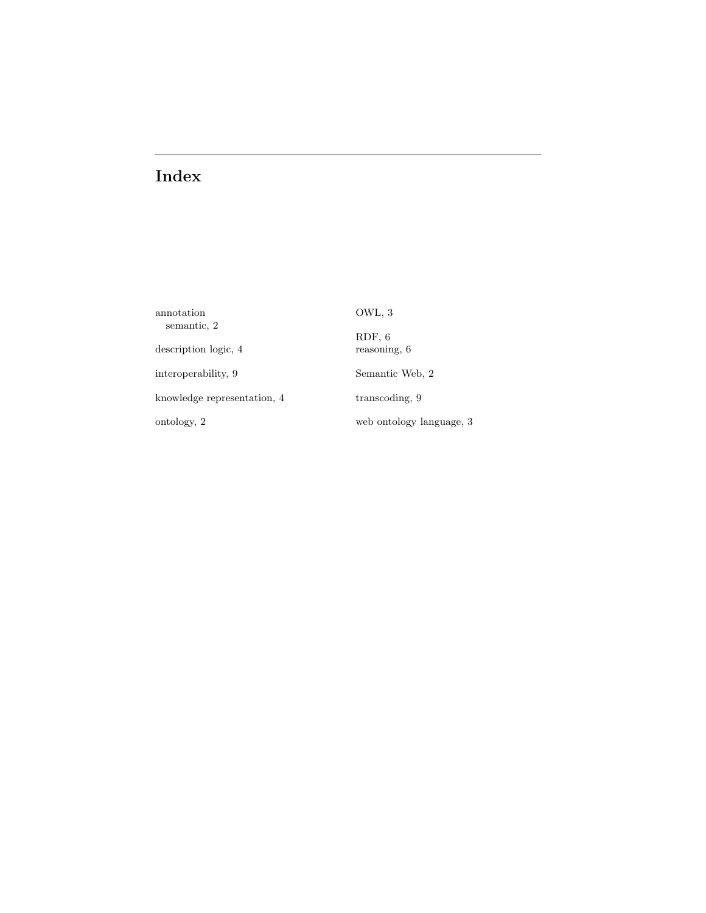# Index

annotation
  semantic, 2

description logic, 4

interoperability, 9

knowledge representation, 4

ontology, 2

OWL, 3

RDF, 6
reasoning, 6

Semantic Web, 2

transcoding, 9

web ontology language, 3